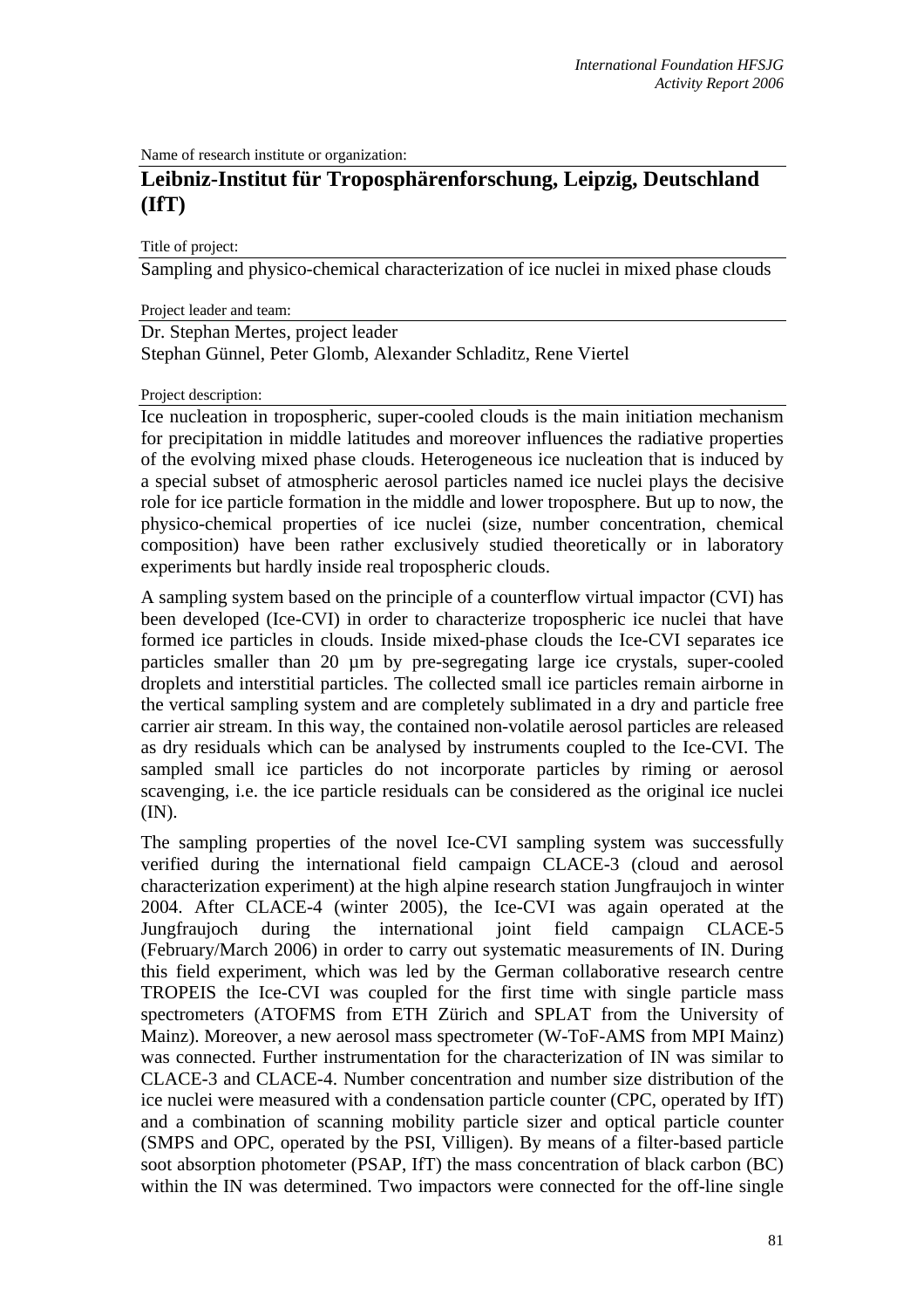Name of research institute or organization:

# Leibniz-Institut für Troposphärenforschung, Leipzig, Deutschland (IfT)

Title of project:

Sampling and physico-chemical characterization of ice nuclei in mixed phase clouds

Project leader and team:

Dr. Stephan Mertes, project leader
Stephan Günnel, Peter Glomb, Alexander Schladitz, Rene Viertel

Project description:

Ice nucleation in tropospheric, super-cooled clouds is the main initiation mechanism for precipitation in middle latitudes and moreover influences the radiative properties of the evolving mixed phase clouds. Heterogeneous ice nucleation that is induced by a special subset of atmospheric aerosol particles named ice nuclei plays the decisive role for ice particle formation in the middle and lower troposphere. But up to now, the physico-chemical properties of ice nuclei (size, number concentration, chemical composition) have been rather exclusively studied theoretically or in laboratory experiments but hardly inside real tropospheric clouds.

A sampling system based on the principle of a counterflow virtual impactor (CVI) has been developed (Ice-CVI) in order to characterize tropospheric ice nuclei that have formed ice particles in clouds. Inside mixed-phase clouds the Ice-CVI separates ice particles smaller than 20 µm by pre-segregating large ice crystals, super-cooled droplets and interstitial particles. The collected small ice particles remain airborne in the vertical sampling system and are completely sublimated in a dry and particle free carrier air stream. In this way, the contained non-volatile aerosol particles are released as dry residuals which can be analysed by instruments coupled to the Ice-CVI. The sampled small ice particles do not incorporate particles by riming or aerosol scavenging, i.e. the ice particle residuals can be considered as the original ice nuclei (IN).

The sampling properties of the novel Ice-CVI sampling system was successfully verified during the international field campaign CLACE-3 (cloud and aerosol characterization experiment) at the high alpine research station Jungfraujoch in winter 2004. After CLACE-4 (winter 2005), the Ice-CVI was again operated at the Jungfraujoch during the international joint field campaign CLACE-5 (February/March 2006) in order to carry out systematic measurements of IN. During this field experiment, which was led by the German collaborative research centre TROPEIS the Ice-CVI was coupled for the first time with single particle mass spectrometers (ATOFMS from ETH Zürich and SPLAT from the University of Mainz). Moreover, a new aerosol mass spectrometer (W-ToF-AMS from MPI Mainz) was connected. Further instrumentation for the characterization of IN was similar to CLACE-3 and CLACE-4. Number concentration and number size distribution of the ice nuclei were measured with a condensation particle counter (CPC, operated by IfT) and a combination of scanning mobility particle sizer and optical particle counter (SMPS and OPC, operated by the PSI, Villigen). By means of a filter-based particle soot absorption photometer (PSAP, IfT) the mass concentration of black carbon (BC) within the IN was determined. Two impactors were connected for the off-line single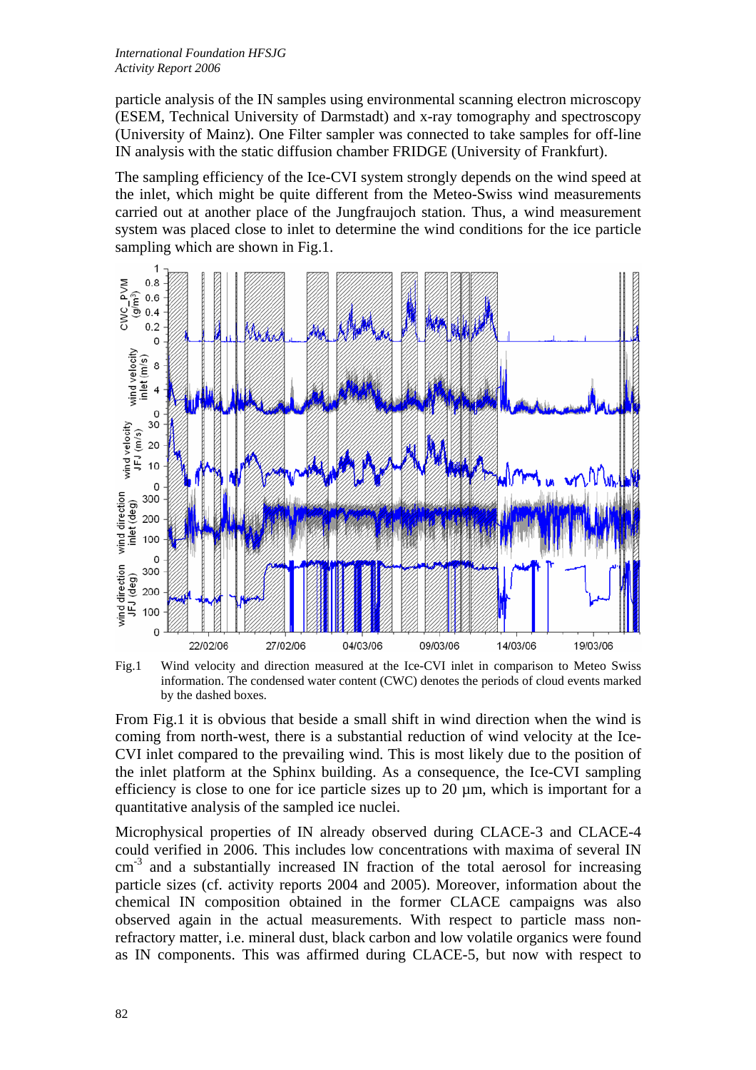particle analysis of the IN samples using environmental scanning electron microscopy (ESEM, Technical University of Darmstadt) and x-ray tomography and spectroscopy (University of Mainz). One Filter sampler was connected to take samples for off-line IN analysis with the static diffusion chamber FRIDGE (University of Frankfurt).

The sampling efficiency of the Ice-CVI system strongly depends on the wind speed at the inlet, which might be quite different from the Meteo-Swiss wind measurements carried out at another place of the Jungfraujoch station. Thus, a wind measurement system was placed close to inlet to determine the wind conditions for the ice particle sampling which are shown in Fig.1.

Fig.1 Wind velocity and direction measured at the Ice-CVI inlet in comparison to Meteo Swiss information. The condensed water content (CWC) denotes the periods of cloud events marked by the dashed boxes.

From Fig.1 it is obvious that beside a small shift in wind direction when the wind is coming from north-west, there is a substantial reduction of wind velocity at the Ice-CVI inlet compared to the prevailing wind. This is most likely due to the position of the inlet platform at the Sphinx building. As a consequence, the Ice-CVI sampling efficiency is close to one for ice particle sizes up to 20 µm, which is important for a quantitative analysis of the sampled ice nuclei.

Microphysical properties of IN already observed during CLACE-3 and CLACE-4 could verified in 2006. This includes low concentrations with maxima of several IN $cm^{-3}$ and a substantially increased IN fraction of the total aerosol for increasing particle sizes (cf. activity reports 2004 and 2005). Moreover, information about the chemical IN composition obtained in the former CLACE campaigns was also observed again in the actual measurements. With respect to particle mass non-refractory matter, i.e. mineral dust, black carbon and low volatile organics were found as IN components. This was affirmed during CLACE-5, but now with respect to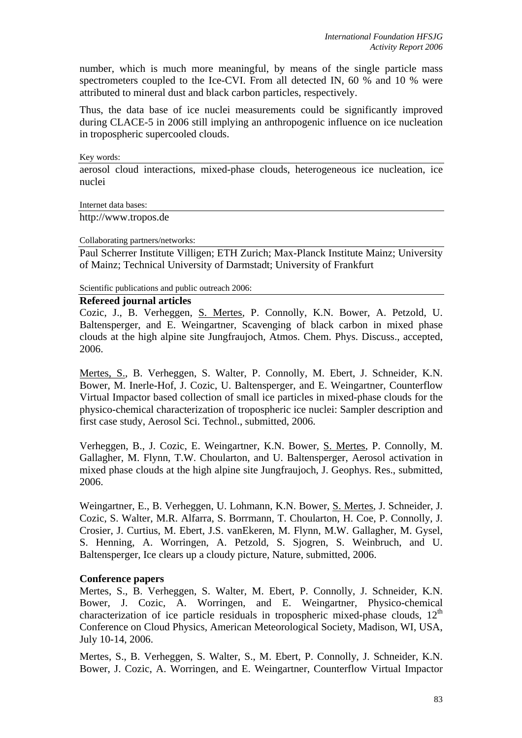number, which is much more meaningful, by means of the single particle mass spectrometers coupled to the Ice-CVI. From all detected IN, 60 % and 10 % were attributed to mineral dust and black carbon particles, respectively.

Thus, the data base of ice nuclei measurements could be significantly improved during CLACE-5 in 2006 still implying an anthropogenic influence on ice nucleation in tropospheric supercooled clouds.

Key words:

aerosol cloud interactions, mixed-phase clouds, heterogeneous ice nucleation, ice nuclei

Internet data bases:

http://www.tropos.de

Collaborating partners/networks:

Paul Scherrer Institute Villigen; ETH Zurich; Max-Planck Institute Mainz; University of Mainz; Technical University of Darmstadt; University of Frankfurt

Scientific publications and public outreach 2006:

**Refereed journal articles**

Cozic, J., B. Verheggen, S. Mertes, P. Connolly, K.N. Bower, A. Petzold, U. Baltensperger, and E. Weingartner, Scavenging of black carbon in mixed phase clouds at the high alpine site Jungfraujoch, Atmos. Chem. Phys. Discuss., accepted, 2006.

Mertes, S., B. Verheggen, S. Walter, P. Connolly, M. Ebert, J. Schneider, K.N. Bower, M. Inerle-Hof, J. Cozic, U. Baltensperger, and E. Weingartner, Counterflow Virtual Impactor based collection of small ice particles in mixed-phase clouds for the physico-chemical characterization of tropospheric ice nuclei: Sampler description and first case study, Aerosol Sci. Technol., submitted, 2006.

Verheggen, B., J. Cozic, E. Weingartner, K.N. Bower, S. Mertes, P. Connolly, M. Gallagher, M. Flynn, T.W. Choularton, and U. Baltensperger, Aerosol activation in mixed phase clouds at the high alpine site Jungfraujoch, J. Geophys. Res., submitted, 2006.

Weingartner, E., B. Verheggen, U. Lohmann, K.N. Bower, S. Mertes, J. Schneider, J. Cozic, S. Walter, M.R. Alfarra, S. Borrmann, T. Choularton, H. Coe, P. Connolly, J. Crosier, J. Curtius, M. Ebert, J.S. vanEkeren, M. Flynn, M.W. Gallagher, M. Gysel, S. Henning, A. Worringen, A. Petzold, S. Sjogren, S. Weinbruch, and U. Baltensperger, Ice clears up a cloudy picture, Nature, submitted, 2006.

**Conference papers**

Mertes, S., B. Verheggen, S. Walter, M. Ebert, P. Connolly, J. Schneider, K.N. Bower, J. Cozic, A. Worringen, and E. Weingartner, Physico-chemical characterization of ice particle residuals in tropospheric mixed-phase clouds, 12th Conference on Cloud Physics, American Meteorological Society, Madison, WI, USA, July 10-14, 2006.

Mertes, S., B. Verheggen, S. Walter, S., M. Ebert, P. Connolly, J. Schneider, K.N. Bower, J. Cozic, A. Worringen, and E. Weingartner, Counterflow Virtual Impactor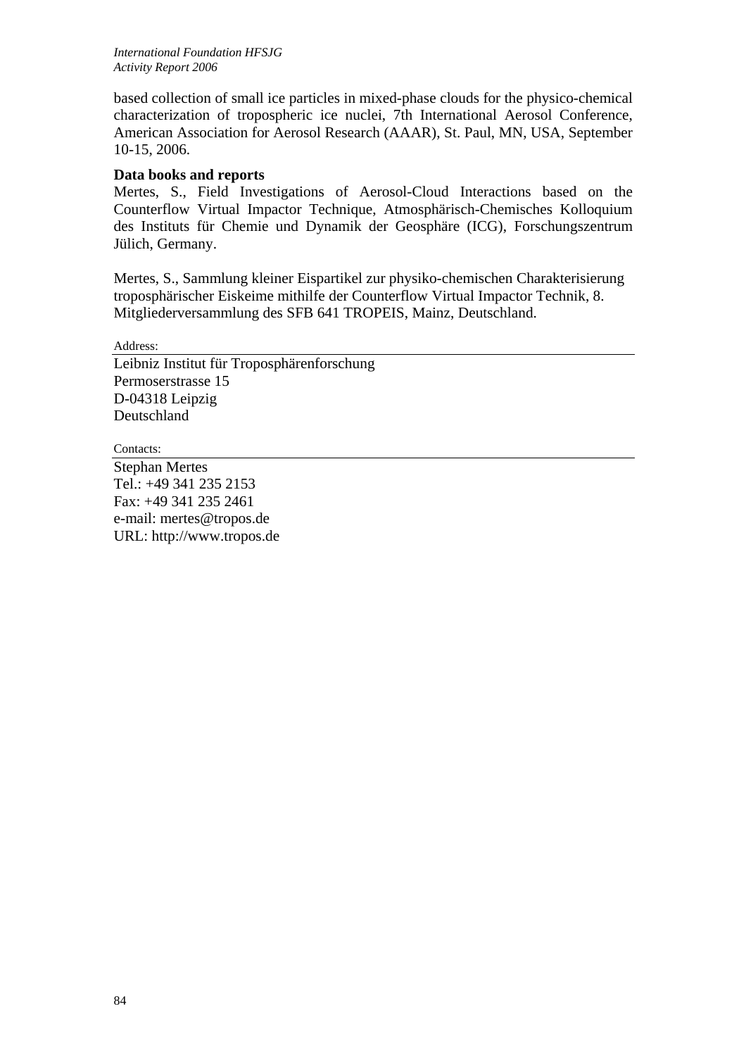based collection of small ice particles in mixed-phase clouds for the physico-chemical characterization of tropospheric ice nuclei, 7th International Aerosol Conference, American Association for Aerosol Research (AAAR), St. Paul, MN, USA, September 10-15, 2006.

**Data books and reports**

Mertes, S., Field Investigations of Aerosol-Cloud Interactions based on the Counterflow Virtual Impactor Technique, Atmosphärisch-Chemisches Kolloquium des Instituts für Chemie und Dynamik der Geosphäre (ICG), Forschungszentrum Jülich, Germany.

Mertes, S., Sammlung kleiner Eispartikel zur physiko-chemischen Charakterisierung troposphärischer Eiskeime mithilfe der Counterflow Virtual Impactor Technik, 8. Mitgliederversammlung des SFB 641 TROPEIS, Mainz, Deutschland.

Address:

Leibniz Institut für Troposphärenforschung
Permoserstrasse 15
D-04318 Leipzig
Deutschland

Contacts:

Stephan Mertes
Tel.: +49 341 235 2153
Fax: +49 341 235 2461
e-mail: mertes@tropos.de
URL: http://www.tropos.de